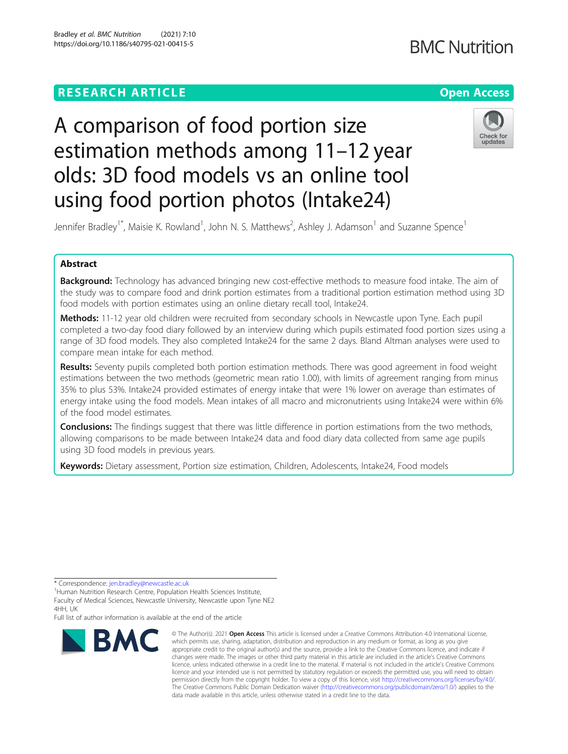RESEARCH ARTICLE

Open Access

# A comparison of food portion size estimation methods among 11–12 year olds: 3D food models vs an online tool using food portion photos (Intake24)

Jennifer Bradley[1*], Maisie K. Rowland[1], John N. S. Matthews[2], Ashley J. Adamson[1] and Suzanne Spence[1]

## Abstract

**Background:** Technology has advanced bringing new cost-effective methods to measure food intake. The aim of the study was to compare food and drink portion estimates from a traditional portion estimation method using 3D food models with portion estimates using an online dietary recall tool, Intake24.

**Methods:** 11-12 year old children were recruited from secondary schools in Newcastle upon Tyne. Each pupil completed a two-day food diary followed by an interview during which pupils estimated food portion sizes using a range of 3D food models. They also completed Intake24 for the same 2 days. Bland Altman analyses were used to compare mean intake for each method.

**Results:** Seventy pupils completed both portion estimation methods. There was good agreement in food weight estimations between the two methods (geometric mean ratio 1.00), with limits of agreement ranging from minus 35% to plus 53%. Intake24 provided estimates of energy intake that were 1% lower on average than estimates of energy intake using the food models. Mean intakes of all macro and micronutrients using Intake24 were within 6% of the food model estimates.

**Conclusions:** The findings suggest that there was little difference in portion estimations from the two methods, allowing comparisons to be made between Intake24 data and food diary data collected from same age pupils using 3D food models in previous years.

**Keywords:** Dietary assessment, Portion size estimation, Children, Adolescents, Intake24, Food models

\* Correspondence: jen.bradley@newcastle.ac.uk

[1]Human Nutrition Research Centre, Population Health Sciences Institute, Faculty of Medical Sciences, Newcastle University, Newcastle upon Tyne NE2 4HH, UK

Full list of author information is available at the end of the article

© The Author(s). 2021 **Open Access** This article is licensed under a Creative Commons Attribution 4.0 International License, which permits use, sharing, adaptation, distribution and reproduction in any medium or format, as long as you give appropriate credit to the original author(s) and the source, provide a link to the Creative Commons licence, and indicate if changes were made. The images or other third party material in this article are included in the article's Creative Commons licence, unless indicated otherwise in a credit line to the material. If material is not included in the article's Creative Commons licence and your intended use is not permitted by statutory regulation or exceeds the permitted use, you will need to obtain permission directly from the copyright holder. To view a copy of this licence, visit http://creativecommons.org/licenses/by/4.0/. The Creative Commons Public Domain Dedication waiver (http://creativecommons.org/publicdomain/zero/1.0/) applies to the data made available in this article, unless otherwise stated in a credit line to the data.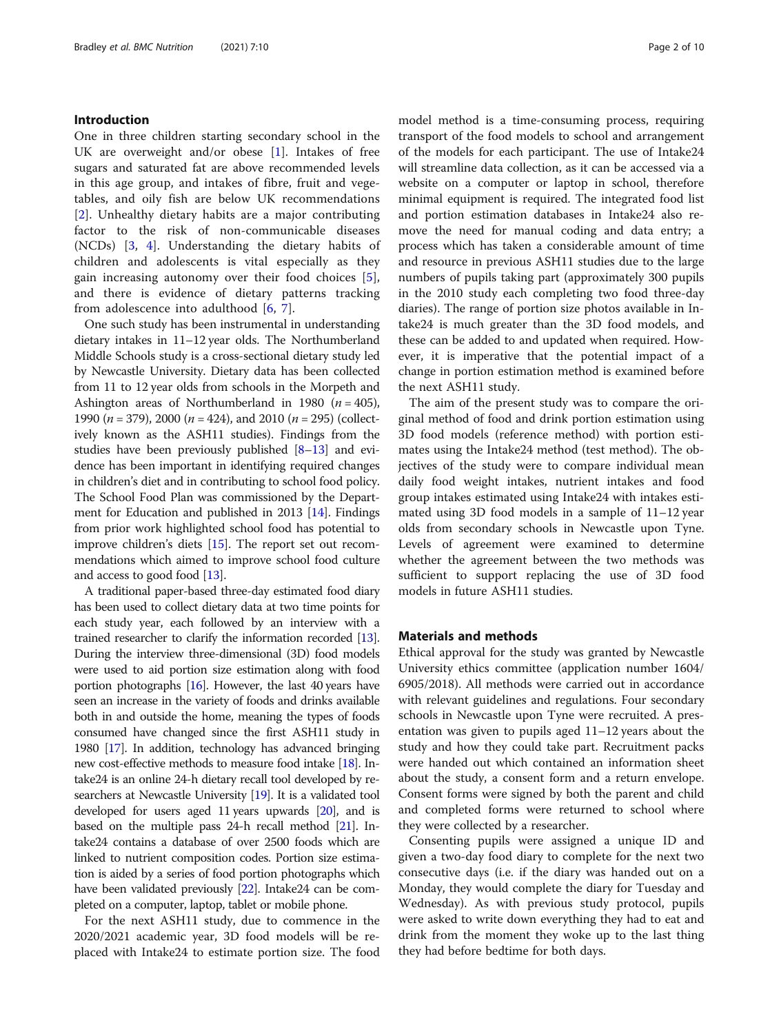## Introduction

One in three children starting secondary school in the UK are overweight and/or obese [1]. Intakes of free sugars and saturated fat are above recommended levels in this age group, and intakes of fibre, fruit and vegetables, and oily fish are below UK recommendations [2]. Unhealthy dietary habits are a major contributing factor to the risk of non-communicable diseases (NCDs) [3, 4]. Understanding the dietary habits of children and adolescents is vital especially as they gain increasing autonomy over their food choices [5], and there is evidence of dietary patterns tracking from adolescence into adulthood [6, 7].

One such study has been instrumental in understanding dietary intakes in 11–12 year olds. The Northumberland Middle Schools study is a cross-sectional dietary study led by Newcastle University. Dietary data has been collected from 11 to 12 year olds from schools in the Morpeth and Ashington areas of Northumberland in 1980 ($n = 405$), 1990 ($n = 379$), 2000 ($n = 424$), and 2010 ($n = 295$) (collectively known as the ASH11 studies). Findings from the studies have been previously published [8–13] and evidence has been important in identifying required changes in children's diet and in contributing to school food policy. The School Food Plan was commissioned by the Department for Education and published in 2013 [14]. Findings from prior work highlighted school food has potential to improve children's diets [15]. The report set out recommendations which aimed to improve school food culture and access to good food [13].

A traditional paper-based three-day estimated food diary has been used to collect dietary data at two time points for each study year, each followed by an interview with a trained researcher to clarify the information recorded [13]. During the interview three-dimensional (3D) food models were used to aid portion size estimation along with food portion photographs [16]. However, the last 40 years have seen an increase in the variety of foods and drinks available both in and outside the home, meaning the types of foods consumed have changed since the first ASH11 study in 1980 [17]. In addition, technology has advanced bringing new cost-effective methods to measure food intake [18]. Intake24 is an online 24-h dietary recall tool developed by researchers at Newcastle University [19]. It is a validated tool developed for users aged 11 years upwards [20], and is based on the multiple pass 24-h recall method [21]. Intake24 contains a database of over 2500 foods which are linked to nutrient composition codes. Portion size estimation is aided by a series of food portion photographs which have been validated previously [22]. Intake24 can be completed on a computer, laptop, tablet or mobile phone.

For the next ASH11 study, due to commence in the 2020/2021 academic year, 3D food models will be replaced with Intake24 to estimate portion size. The food model method is a time-consuming process, requiring transport of the food models to school and arrangement of the models for each participant. The use of Intake24 will streamline data collection, as it can be accessed via a website on a computer or laptop in school, therefore minimal equipment is required. The integrated food list and portion estimation databases in Intake24 also remove the need for manual coding and data entry; a process which has taken a considerable amount of time and resource in previous ASH11 studies due to the large numbers of pupils taking part (approximately 300 pupils in the 2010 study each completing two food three-day diaries). The range of portion size photos available in Intake24 is much greater than the 3D food models, and these can be added to and updated when required. However, it is imperative that the potential impact of a change in portion estimation method is examined before the next ASH11 study.

The aim of the present study was to compare the original method of food and drink portion estimation using 3D food models (reference method) with portion estimates using the Intake24 method (test method). The objectives of the study were to compare individual mean daily food weight intakes, nutrient intakes and food group intakes estimated using Intake24 with intakes estimated using 3D food models in a sample of 11–12 year olds from secondary schools in Newcastle upon Tyne. Levels of agreement were examined to determine whether the agreement between the two methods was sufficient to support replacing the use of 3D food models in future ASH11 studies.

## Materials and methods

Ethical approval for the study was granted by Newcastle University ethics committee (application number 1604/6905/2018). All methods were carried out in accordance with relevant guidelines and regulations. Four secondary schools in Newcastle upon Tyne were recruited. A presentation was given to pupils aged 11–12 years about the study and how they could take part. Recruitment packs were handed out which contained an information sheet about the study, a consent form and a return envelope. Consent forms were signed by both the parent and child and completed forms were returned to school where they were collected by a researcher.

Consenting pupils were assigned a unique ID and given a two-day food diary to complete for the next two consecutive days (i.e. if the diary was handed out on a Monday, they would complete the diary for Tuesday and Wednesday). As with previous study protocol, pupils were asked to write down everything they had to eat and drink from the moment they woke up to the last thing they had before bedtime for both days.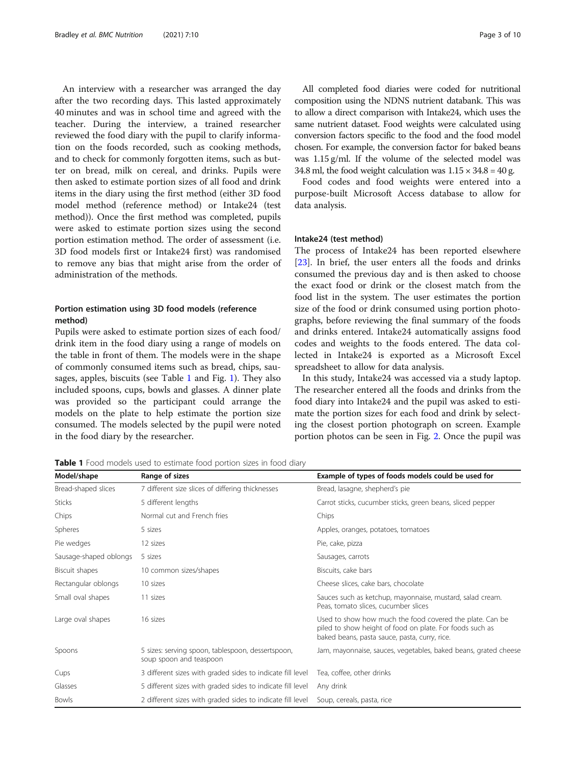An interview with a researcher was arranged the day after the two recording days. This lasted approximately 40 minutes and was in school time and agreed with the teacher. During the interview, a trained researcher reviewed the food diary with the pupil to clarify information on the foods recorded, such as cooking methods, and to check for commonly forgotten items, such as butter on bread, milk on cereal, and drinks. Pupils were then asked to estimate portion sizes of all food and drink items in the diary using the first method (either 3D food model method (reference method) or Intake24 (test method)). Once the first method was completed, pupils were asked to estimate portion sizes using the second portion estimation method. The order of assessment (i.e. 3D food models first or Intake24 first) was randomised to remove any bias that might arise from the order of administration of the methods.

### Portion estimation using 3D food models (reference method)

Pupils were asked to estimate portion sizes of each food/drink item in the food diary using a range of models on the table in front of them. The models were in the shape of commonly consumed items such as bread, chips, sausages, apples, biscuits (see Table 1 and Fig. 1). They also included spoons, cups, bowls and glasses. A dinner plate was provided so the participant could arrange the models on the plate to help estimate the portion size consumed. The models selected by the pupil were noted in the food diary by the researcher.

All completed food diaries were coded for nutritional composition using the NDNS nutrient databank. This was to allow a direct comparison with Intake24, which uses the same nutrient dataset. Food weights were calculated using conversion factors specific to the food and the food model chosen. For example, the conversion factor for baked beans was 1.15 g/ml. If the volume of the selected model was 34.8 ml, the food weight calculation was $1.15 \times 34.8 = 40$ g.

Food codes and food weights were entered into a purpose-built Microsoft Access database to allow for data analysis.

### Intake24 (test method)

The process of Intake24 has been reported elsewhere [23]. In brief, the user enters all the foods and drinks consumed the previous day and is then asked to choose the exact food or drink or the closest match from the food list in the system. The user estimates the portion size of the food or drink consumed using portion photographs, before reviewing the final summary of the foods and drinks entered. Intake24 automatically assigns food codes and weights to the foods entered. The data collected in Intake24 is exported as a Microsoft Excel spreadsheet to allow for data analysis.

In this study, Intake24 was accessed via a study laptop. The researcher entered all the foods and drinks from the food diary into Intake24 and the pupil was asked to estimate the portion sizes for each food and drink by selecting the closest portion photograph on screen. Example portion photos can be seen in Fig. 2. Once the pupil was

**Table 1** Food models used to estimate food portion sizes in food diary

| Model/shape | Range of sizes | Example of types of foods models could be used for |
|---|---|---|
| Bread-shaped slices | 7 different size slices of differing thicknesses | Bread, lasagne, shepherd's pie |
| Sticks | 5 different lengths | Carrot sticks, cucumber sticks, green beans, sliced pepper |
| Chips | Normal cut and French fries | Chips |
| Spheres | 5 sizes | Apples, oranges, potatoes, tomatoes |
| Pie wedges | 12 sizes | Pie, cake, pizza |
| Sausage-shaped oblongs | 5 sizes | Sausages, carrots |
| Biscuit shapes | 10 common sizes/shapes | Biscuits, cake bars |
| Rectangular oblongs | 10 sizes | Cheese slices, cake bars, chocolate |
| Small oval shapes | 11 sizes | Sauces such as ketchup, mayonnaise, mustard, salad cream. Peas, tomato slices, cucumber slices |
| Large oval shapes | 16 sizes | Used to show how much the food covered the plate. Can be piled to show height of food on plate. For foods such as baked beans, pasta sauce, pasta, curry, rice. |
| Spoons | 5 sizes: serving spoon, tablespoon, dessertspoon, soup spoon and teaspoon | Jam, mayonnaise, sauces, vegetables, baked beans, grated cheese |
| Cups | 3 different sizes with graded sides to indicate fill level | Tea, coffee, other drinks |
| Glasses | 5 different sizes with graded sides to indicate fill level | Any drink |
| Bowls | 2 different sizes with graded sides to indicate fill level | Soup, cereals, pasta, rice |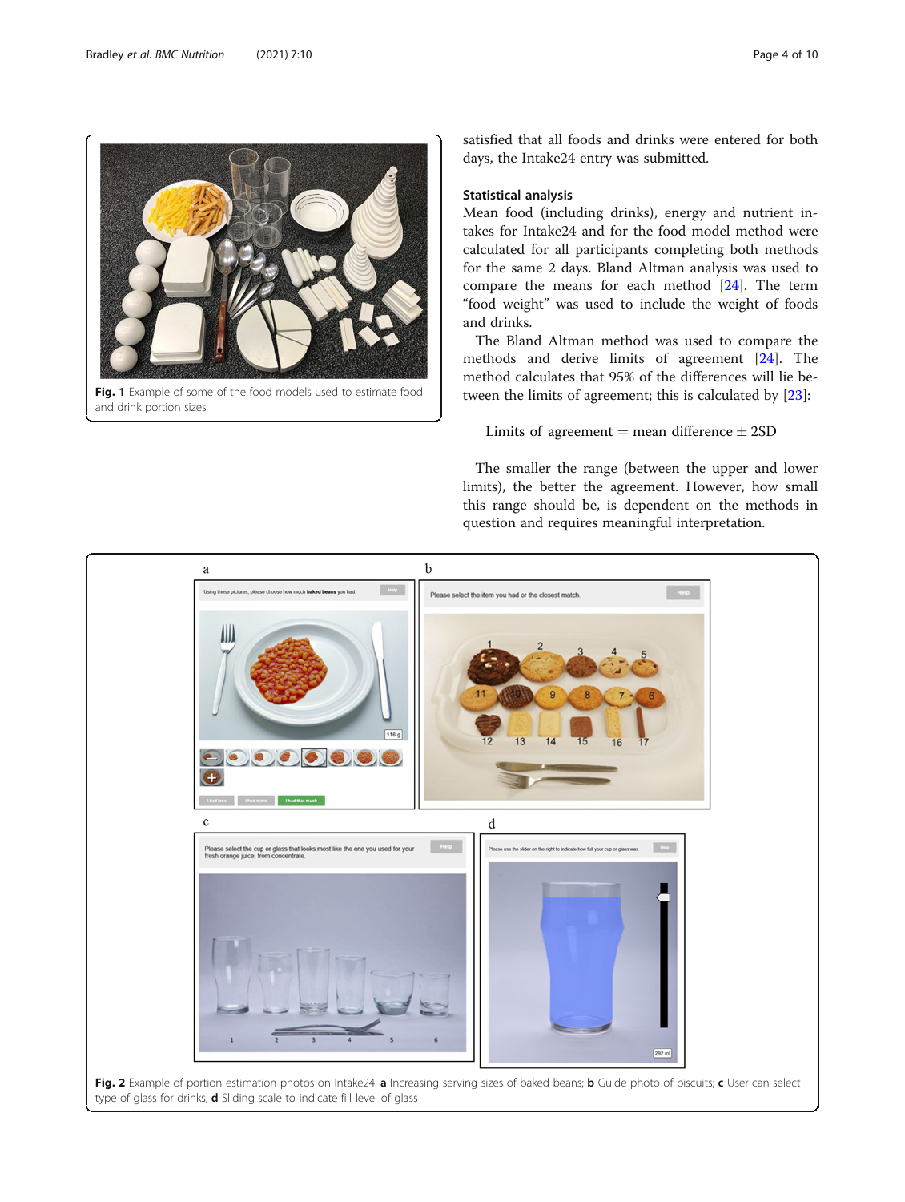Fig. 1 Example of some of the food models used to estimate food and drink portion sizes

satisfied that all foods and drinks were entered for both days, the Intake24 entry was submitted.

### Statistical analysis

Mean food (including drinks), energy and nutrient intakes for Intake24 and for the food model method were calculated for all participants completing both methods for the same 2 days. Bland Altman analysis was used to compare the means for each method [24]. The term "food weight" was used to include the weight of foods and drinks.

The Bland Altman method was used to compare the methods and derive limits of agreement [24]. The method calculates that 95% of the differences will lie between the limits of agreement; this is calculated by [23]:

$$\text{Limits of agreement} = \text{mean difference} \pm 2\text{SD}$$

The smaller the range (between the upper and lower limits), the better the agreement. However, how small this range should be, is dependent on the methods in question and requires meaningful interpretation.

**Fig. 2** Example of portion estimation photos on Intake24: **a** Increasing serving sizes of baked beans; **b** Guide photo of biscuits; **c** User can select type of glass for drinks; **d** Sliding scale to indicate fill level of glass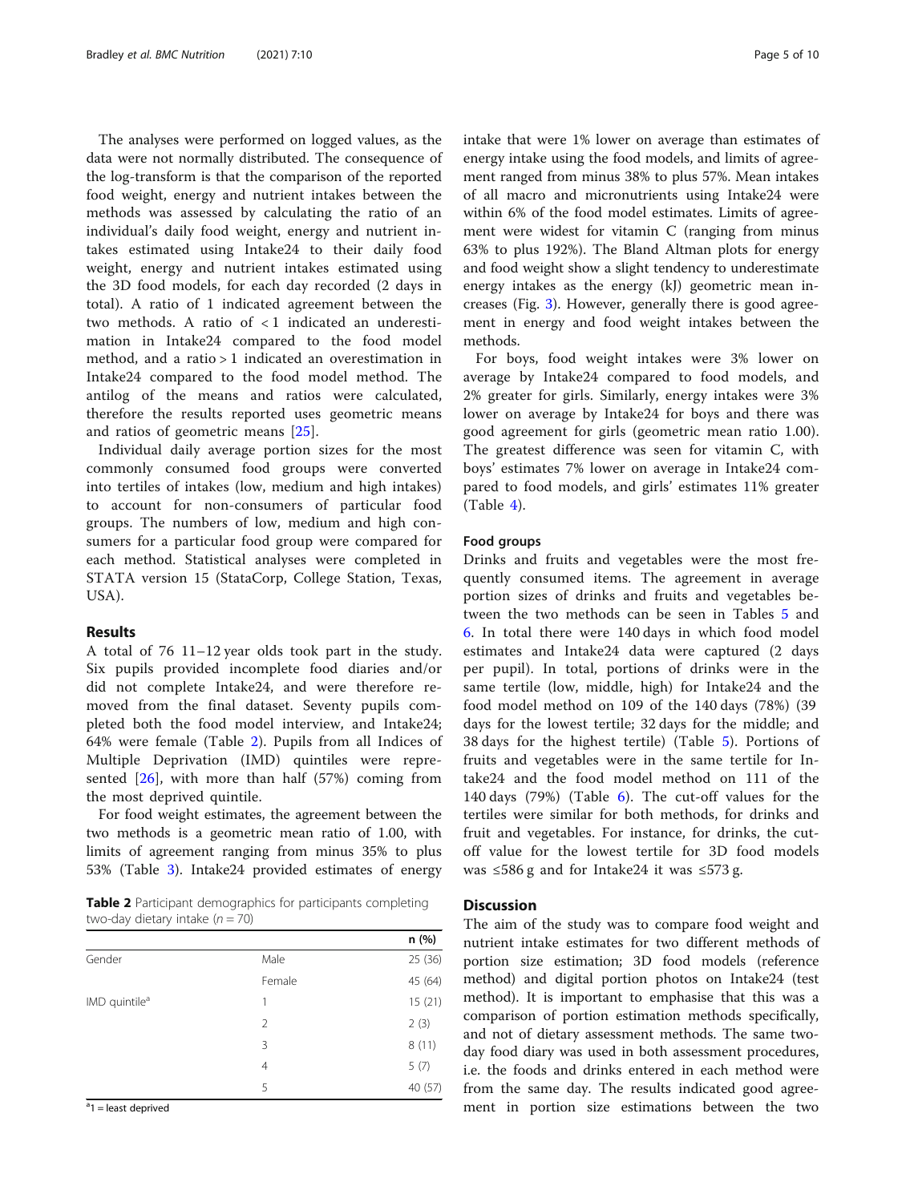The analyses were performed on logged values, as the data were not normally distributed. The consequence of the log-transform is that the comparison of the reported food weight, energy and nutrient intakes between the methods was assessed by calculating the ratio of an individual's daily food weight, energy and nutrient intakes estimated using Intake24 to their daily food weight, energy and nutrient intakes estimated using the 3D food models, for each day recorded (2 days in total). A ratio of 1 indicated agreement between the two methods. A ratio of < 1 indicated an underestimation in Intake24 compared to the food model method, and a ratio > 1 indicated an overestimation in Intake24 compared to the food model method. The antilog of the means and ratios were calculated, therefore the results reported uses geometric means and ratios of geometric means [25].

Individual daily average portion sizes for the most commonly consumed food groups were converted into tertiles of intakes (low, medium and high intakes) to account for non-consumers of particular food groups. The numbers of low, medium and high consumers for a particular food group were compared for each method. Statistical analyses were completed in STATA version 15 (StataCorp, College Station, Texas, USA).

## Results

A total of 76 11–12 year olds took part in the study. Six pupils provided incomplete food diaries and/or did not complete Intake24, and were therefore removed from the final dataset. Seventy pupils completed both the food model interview, and Intake24; 64% were female (Table 2). Pupils from all Indices of Multiple Deprivation (IMD) quintiles were represented [26], with more than half (57%) coming from the most deprived quintile.

For food weight estimates, the agreement between the two methods is a geometric mean ratio of 1.00, with limits of agreement ranging from minus 35% to plus 53% (Table 3). Intake24 provided estimates of energy intake that were 1% lower on average than estimates of energy intake using the food models, and limits of agreement ranged from minus 38% to plus 57%. Mean intakes of all macro and micronutrients using Intake24 were within 6% of the food model estimates. Limits of agreement were widest for vitamin C (ranging from minus 63% to plus 192%). The Bland Altman plots for energy and food weight show a slight tendency to underestimate energy intakes as the energy (kJ) geometric mean increases (Fig. 3). However, generally there is good agreement in energy and food weight intakes between the methods.

**Table 2** Participant demographics for participants completing two-day dietary intake ($n = 70$)

| | | n (%) |
|---|---|---|
| Gender | Male | 25 (36) |
| | Female | 45 (64) |
| IMD quintile[a] | 1 | 15 (21) |
| | 2 | 2 (3) |
| | 3 | 8 (11) |
| | 4 | 5 (7) |
| | 5 | 40 (57) |

[a]1 = least deprived

For boys, food weight intakes were 3% lower on average by Intake24 compared to food models, and 2% greater for girls. Similarly, energy intakes were 3% lower on average by Intake24 for boys and there was good agreement for girls (geometric mean ratio 1.00). The greatest difference was seen for vitamin C, with boys' estimates 7% lower on average in Intake24 compared to food models, and girls' estimates 11% greater (Table 4).

### Food groups

Drinks and fruits and vegetables were the most frequently consumed items. The agreement in average portion sizes of drinks and fruits and vegetables between the two methods can be seen in Tables 5 and 6. In total there were 140 days in which food model estimates and Intake24 data were captured (2 days per pupil). In total, portions of drinks were in the same tertile (low, middle, high) for Intake24 and the food model method on 109 of the 140 days (78%) (39 days for the lowest tertile; 32 days for the middle; and 38 days for the highest tertile) (Table 5). Portions of fruits and vegetables were in the same tertile for Intake24 and the food model method on 111 of the 140 days (79%) (Table 6). The cut-off values for the tertiles were similar for both methods, for drinks and fruit and vegetables. For instance, for drinks, the cut-off value for the lowest tertile for 3D food models was ≤586 g and for Intake24 it was ≤573 g.

## Discussion

The aim of the study was to compare food weight and nutrient intake estimates for two different methods of portion size estimation; 3D food models (reference method) and digital portion photos on Intake24 (test method). It is important to emphasise that this was a comparison of portion estimation methods specifically, and not of dietary assessment methods. The same two-day food diary was used in both assessment procedures, i.e. the foods and drinks entered in each method were from the same day. The results indicated good agreement in portion size estimations between the two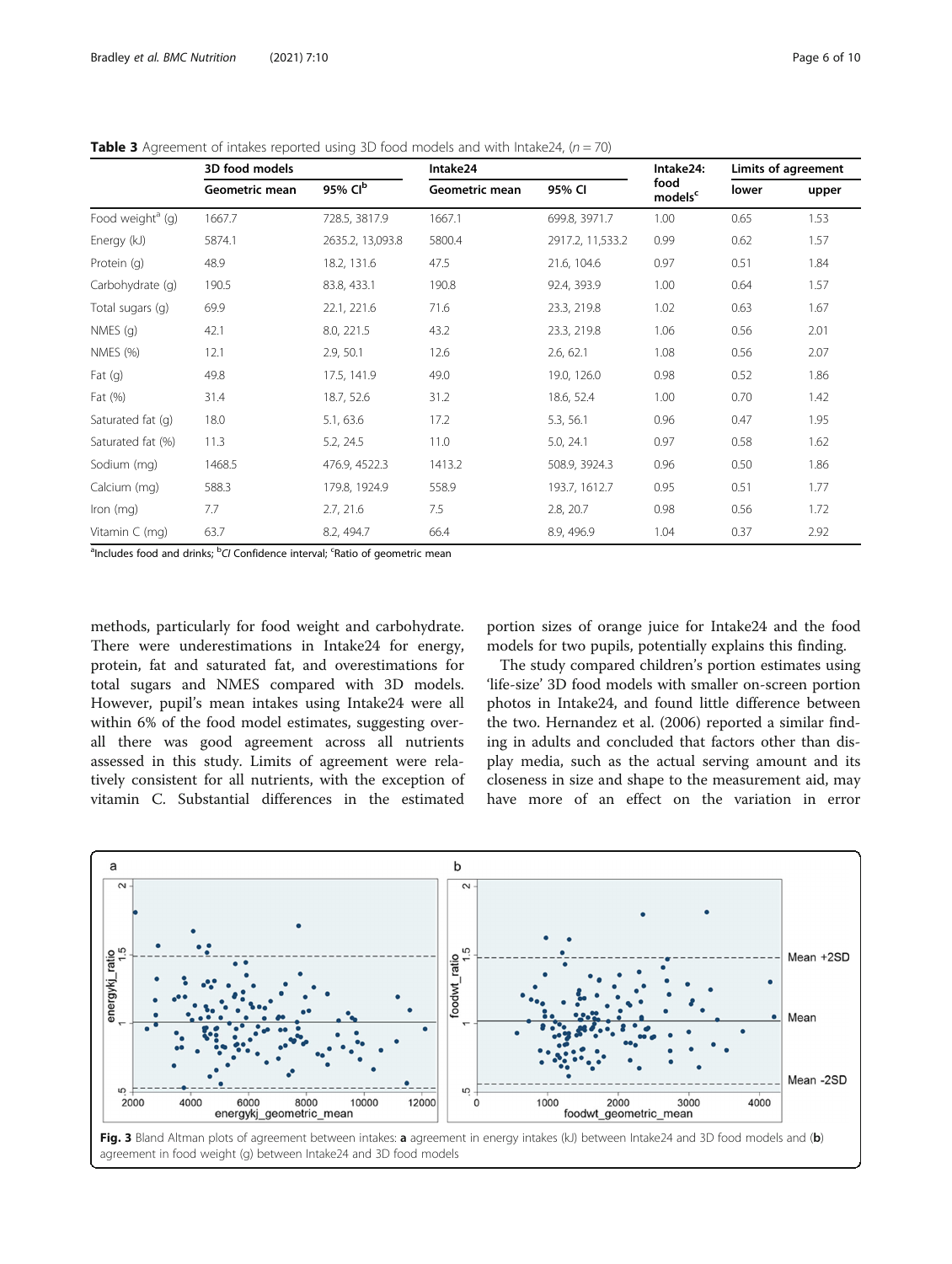**Table 3** Agreement of intakes reported using 3D food models and with Intake24, ($n = 70$)

| | 3D food models | | Intake24 | | Intake24: food models[c] | Limits of agreement | |
|---|---|---|---|---|---|---|---|
| | Geometric mean | 95% CI[b] | Geometric mean | 95% CI | | lower | upper |
| Food weight[a] (g) | 1667.7 | 728.5, 3817.9 | 1667.1 | 699.8, 3971.7 | 1.00 | 0.65 | 1.53 |
| Energy (kJ) | 5874.1 | 2635.2, 13,093.8 | 5800.4 | 2917.2, 11,533.2 | 0.99 | 0.62 | 1.57 |
| Protein (g) | 48.9 | 18.2, 131.6 | 47.5 | 21.6, 104.6 | 0.97 | 0.51 | 1.84 |
| Carbohydrate (g) | 190.5 | 83.8, 433.1 | 190.8 | 92.4, 393.9 | 1.00 | 0.64 | 1.57 |
| Total sugars (g) | 69.9 | 22.1, 221.6 | 71.6 | 23.3, 219.8 | 1.02 | 0.63 | 1.67 |
| NMES (g) | 42.1 | 8.0, 221.5 | 43.2 | 23.3, 219.8 | 1.06 | 0.56 | 2.01 |
| NMES (%) | 12.1 | 2.9, 50.1 | 12.6 | 2.6, 62.1 | 1.08 | 0.56 | 2.07 |
| Fat (g) | 49.8 | 17.5, 141.9 | 49.0 | 19.0, 126.0 | 0.98 | 0.52 | 1.86 |
| Fat (%) | 31.4 | 18.7, 52.6 | 31.2 | 18.6, 52.4 | 1.00 | 0.70 | 1.42 |
| Saturated fat (g) | 18.0 | 5.1, 63.6 | 17.2 | 5.3, 56.1 | 0.96 | 0.47 | 1.95 |
| Saturated fat (%) | 11.3 | 5.2, 24.5 | 11.0 | 5.0, 24.1 | 0.97 | 0.58 | 1.62 |
| Sodium (mg) | 1468.5 | 476.9, 4522.3 | 1413.2 | 508.9, 3924.3 | 0.96 | 0.50 | 1.86 |
| Calcium (mg) | 588.3 | 179.8, 1924.9 | 558.9 | 193.7, 1612.7 | 0.95 | 0.51 | 1.77 |
| Iron (mg) | 7.7 | 2.7, 21.6 | 7.5 | 2.8, 20.7 | 0.98 | 0.56 | 1.72 |
| Vitamin C (mg) | 63.7 | 8.2, 494.7 | 66.4 | 8.9, 496.9 | 1.04 | 0.37 | 2.92 |

[a]Includes food and drinks; [b]*CI* Confidence interval; [c]Ratio of geometric mean

methods, particularly for food weight and carbohydrate. There were underestimations in Intake24 for energy, protein, fat and saturated fat, and overestimations for total sugars and NMES compared with 3D models. However, pupil's mean intakes using Intake24 were all within 6% of the food model estimates, suggesting overall there was good agreement across all nutrients assessed in this study. Limits of agreement were relatively consistent for all nutrients, with the exception of vitamin C. Substantial differences in the estimated portion sizes of orange juice for Intake24 and the food models for two pupils, potentially explains this finding.

The study compared children's portion estimates using 'life-size' 3D food models with smaller on-screen portion photos in Intake24, and found little difference between the two. Hernandez et al. (2006) reported a similar finding in adults and concluded that factors other than display media, such as the actual serving amount and its closeness in size and shape to the measurement aid, may have more of an effect on the variation in error

**Fig. 3** Bland Altman plots of agreement between intakes: **a** agreement in energy intakes (kJ) between Intake24 and 3D food models and (**b**) agreement in food weight (g) between Intake24 and 3D food models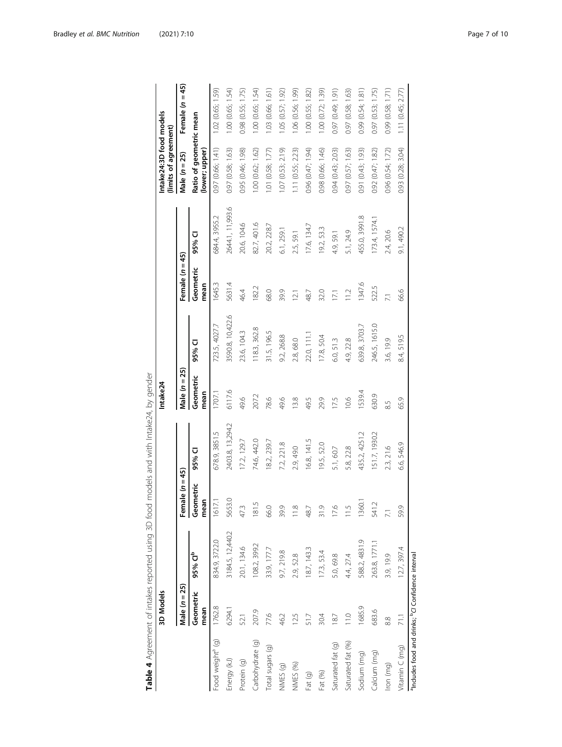**Table 4** Agreement of intakes reported using 3D food models and with Intake24, by gender

| | 3D Models | | | | Intake24 | | | | Intake24:3D food models (limits of agreement) | |
|---|---|---|---|---|---|---|---|---|---|---|
| | Male (n = 25) | | Female (n = 45) | | Male (n = 25) | | Female (n = 45) | | Male (n = 25) | Female (n = 45) |
| | Geometric mean | 95% CI[b] | Geometric mean | 95% CI | Geometric mean | 95% CI | Geometric mean | 95% CI | Ratio of geometric mean (lower; upper) | |
| Food weight[a] (g) | 1762.8 | 834.9, 3722.0 | 1617.1 | 678.9, 3851.5 | 1707.1 | 723.5, 4027.7 | 1645.3 | 684.4, 3955.2 | 0.97 (0.66; 1.41) | 1.02 (0.65; 1.59) |
| Energy (kJ) | 6294.1 | 3184.5, 12,440.2 | 5653.0 | 2403.8, 13,294.2 | 6117.6 | 3590.8, 10,422.6 | 5631.4 | 2644.1, 11,993.6 | 0.97 (0.58; 1.63) | 1.00 (0.65; 1.54) |
| Protein (g) | 52.1 | 20.1, 134.6 | 47.3 | 17.2, 129.7 | 49.6 | 23.6, 104.3 | 46.4 | 20.6, 104.6 | 0.95 (0.46; 1.98) | 0.98 (0.55; 1.75) |
| Carbohydrate (g) | 207.9 | 108.2, 399.2 | 181.5 | 74.6, 442.0 | 207.2 | 118.3, 362.8 | 182.2 | 82.7, 401.6 | 1.00 (0.62; 1.62) | 1.00 (0.65; 1.54) |
| Total sugars (g) | 77.6 | 33.9, 177.7 | 66.0 | 18.2, 239.7 | 78.6 | 31.5, 196.5 | 68.0 | 20.2, 228.7 | 1.01 (0.58; 1.77) | 1.03 (0.66; 1.61) |
| NMES (g) | 46.2 | 9.7, 219.8 | 39.9 | 7.2, 221.8 | 49.6 | 9.2, 268.8 | 39.9 | 6.1, 259.1 | 1.07 (0.53; 2.19) | 1.05 (0.57; 1.92) |
| NMES (%) | 12.5 | 2.9, 52.8 | 11.8 | 2.9, 49.0 | 13.8 | 2.8, 68.0 | 12.1 | 2.5, 59.1 | 1.11 (0.55; 2.23) | 1.06 (0.56; 1.99) |
| Fat (g) | 51.7 | 18.7, 143.3 | 48.7 | 16.8, 141.5 | 49.5 | 22.0, 111.1 | 48.7 | 17.6, 134.7 | 0.96 (0.47; 1.94) | 1.00 (0.55; 1.82) |
| Fat (%) | 30.4 | 17.3, 53.4 | 31.9 | 19.5, 52.0 | 29.9 | 17.8, 50.4 | 32.0 | 19.2, 53.3 | 0.98 (0.66; 1.46) | 1.00 (0.72; 1.39) |
| Saturated fat (g) | 18.7 | 5.0, 69.8 | 17.6 | 5.1, 60.7 | 17.5 | 6.0, 51.3 | 17.1 | 4.9, 59.1 | 0.94 (0.43; 2.03) | 0.97 (0.49; 1.91) |
| Saturated fat (%) | 11.0 | 4.4, 27.4 | 11.5 | 5.8, 22.8 | 10.6 | 4.9, 22.8 | 11.2 | 5.1, 24.9 | 0.97 (0.57; 1.63) | 0.97 (0.58; 1.63) |
| Sodium (mg) | 1685.9 | 588.2, 4831.9 | 1360.1 | 435.2, 4251.2 | 1539.4 | 639.8, 3703.7 | 1347.6 | 455.0, 3991.8 | 0.91 (0.43; 1.93) | 0.99 (0.54; 1.81) |
| Calcium (mg) | 683.6 | 263.8, 1771.1 | 541.2 | 151.7, 1930.2 | 630.9 | 246.5, 1615.0 | 522.5 | 173.4, 1574.1 | 0.92 (0.47; 1.82) | 0.97 (0.53; 1.75) |
| Iron (mg) | 8.8 | 3.9, 19.9 | 7.1 | 2.3, 21.6 | 8.5 | 3.6, 19.9 | 7.1 | 2.4, 20.6 | 0.96 (0.54; 1.72) | 0.99 (0.58; 1.71) |
| Vitamin C (mg) | 71.1 | 12.7, 397.4 | 59.9 | 6.6, 546.9 | 65.9 | 8.4, 519.5 | 66.6 | 9.1, 490.2 | 0.93 (0.28; 3.04) | 1.11 (0.45; 2.77) |

[a]Includes food and drinks; [b]*CI* Confidence interval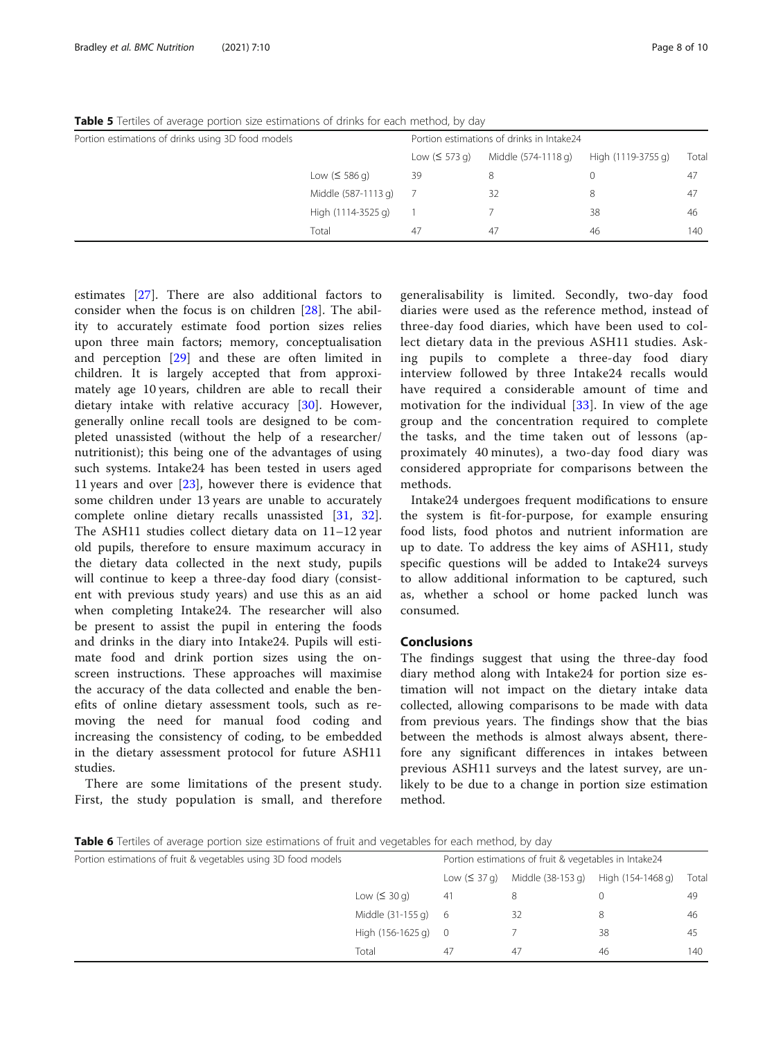**Table 5** Tertiles of average portion size estimations of drinks for each method, by day

| Portion estimations of drinks using 3D food models | | Portion estimations of drinks in Intake24 | | | |
|---|---|---|---|---|---|
| | | Low (≤ 573 g) | Middle (574-1118 g) | High (1119-3755 g) | Total |
| | Low (≤ 586 g) | 39 | 8 | 0 | 47 |
| | Middle (587-1113 g) | 7 | 32 | 8 | 47 |
| | High (1114-3525 g) | 1 | 7 | 38 | 46 |
| | Total | 47 | 47 | 46 | 140 |

estimates [27]. There are also additional factors to consider when the focus is on children [28]. The ability to accurately estimate food portion sizes relies upon three main factors; memory, conceptualisation and perception [29] and these are often limited in children. It is largely accepted that from approximately age 10 years, children are able to recall their dietary intake with relative accuracy [30]. However, generally online recall tools are designed to be completed unassisted (without the help of a researcher/nutritionist); this being one of the advantages of using such systems. Intake24 has been tested in users aged 11 years and over [23], however there is evidence that some children under 13 years are unable to accurately complete online dietary recalls unassisted [31, 32]. The ASH11 studies collect dietary data on 11–12 year old pupils, therefore to ensure maximum accuracy in the dietary data collected in the next study, pupils will continue to keep a three-day food diary (consistent with previous study years) and use this as an aid when completing Intake24. The researcher will also be present to assist the pupil in entering the foods and drinks in the diary into Intake24. Pupils will estimate food and drink portion sizes using the on-screen instructions. These approaches will maximise the accuracy of the data collected and enable the benefits of online dietary assessment tools, such as removing the need for manual food coding and increasing the consistency of coding, to be embedded in the dietary assessment protocol for future ASH11 studies.

There are some limitations of the present study. First, the study population is small, and therefore generalisability is limited. Secondly, two-day food diaries were used as the reference method, instead of three-day food diaries, which have been used to collect dietary data in the previous ASH11 studies. Asking pupils to complete a three-day food diary interview followed by three Intake24 recalls would have required a considerable amount of time and motivation for the individual [33]. In view of the age group and the concentration required to complete the tasks, and the time taken out of lessons (approximately 40 minutes), a two-day food diary was considered appropriate for comparisons between the methods.

Intake24 undergoes frequent modifications to ensure the system is fit-for-purpose, for example ensuring food lists, food photos and nutrient information are up to date. To address the key aims of ASH11, study specific questions will be added to Intake24 surveys to allow additional information to be captured, such as, whether a school or home packed lunch was consumed.

## Conclusions

The findings suggest that using the three-day food diary method along with Intake24 for portion size estimation will not impact on the dietary intake data collected, allowing comparisons to be made with data from previous years. The findings show that the bias between the methods is almost always absent, therefore any significant differences in intakes between previous ASH11 surveys and the latest survey, are unlikely to be due to a change in portion size estimation method.

**Table 6** Tertiles of average portion size estimations of fruit and vegetables for each method, by day

| Portion estimations of fruit & vegetables using 3D food models | | Portion estimations of fruit & vegetables in Intake24 | | | |
|---|---|---|---|---|---|
| | | Low (≤ 37 g) | Middle (38-153 g) | High (154-1468 g) | Total |
| | Low (≤ 30 g) | 41 | 8 | 0 | 49 |
| | Middle (31-155 g) | 6 | 32 | 8 | 46 |
| | High (156-1625 g) | 0 | 7 | 38 | 45 |
| | Total | 47 | 47 | 46 | 140 |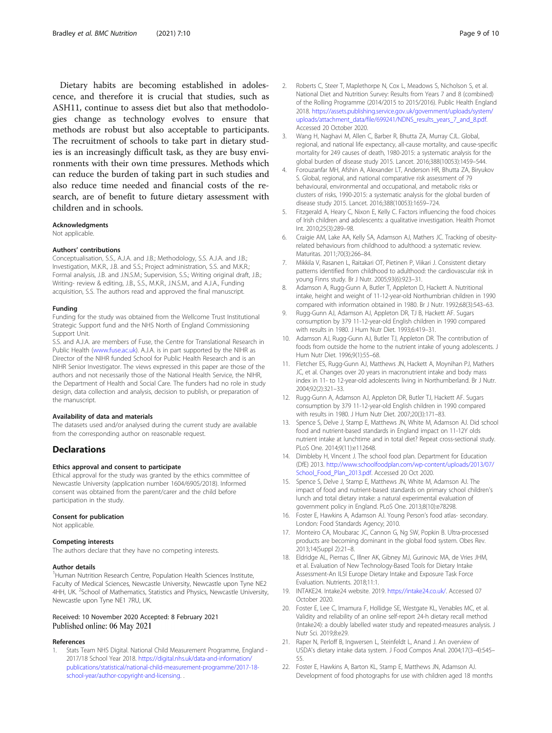Dietary habits are becoming established in adolescence, and therefore it is crucial that studies, such as ASH11, continue to assess diet but also that methodologies change as technology evolves to ensure that methods are robust but also acceptable to participants. The recruitment of schools to take part in dietary studies is an increasingly difficult task, as they are busy environments with their own time pressures. Methods which can reduce the burden of taking part in such studies and also reduce time needed and financial costs of the research, are of benefit to future dietary assessment with children and in schools.

#### Acknowledgments

Not applicable.

#### Authors' contributions

Conceptualisation, S.S., A.J.A. and J.B.; Methodology, S.S. A.J.A. and J.B.; Investigation, M.K.R., J.B. and S.S.; Project administration, S.S. and M.K.R.; Formal analysis, J.B. and J.N.S.M.; Supervision, S.S.; Writing original draft, J.B.; Writing- review & editing, J.B., S.S., M.K.R., J.N.S.M., and A.J.A., Funding acquisition, S.S. The authors read and approved the final manuscript.

#### Funding

Funding for the study was obtained from the Wellcome Trust Institutional Strategic Support fund and the NHS North of England Commissioning Support Unit.

S.S. and A.J.A. are members of Fuse, the Centre for Translational Research in Public Health (www.fuse.ac.uk). A.J.A. is in part supported by the NIHR as Director of the NIHR funded School for Public Health Research and is an NIHR Senior Investigator. The views expressed in this paper are those of the authors and not necessarily those of the National Health Service, the NIHR, the Department of Health and Social Care. The funders had no role in study design, data collection and analysis, decision to publish, or preparation of the manuscript.

#### Availability of data and materials

The datasets used and/or analysed during the current study are available from the corresponding author on reasonable request.

## Declarations

#### Ethics approval and consent to participate

Ethical approval for the study was granted by the ethics committee of Newcastle University (application number 1604/6905/2018). Informed consent was obtained from the parent/carer and the child before participation in the study.

#### Consent for publication

Not applicable.

#### Competing interests

The authors declare that they have no competing interests.

#### Author details

[1]Human Nutrition Research Centre, Population Health Sciences Institute, Faculty of Medical Sciences, Newcastle University, Newcastle upon Tyne NE2 4HH, UK. [2]School of Mathematics, Statistics and Physics, Newcastle University, Newcastle upon Tyne NE1 7RU, UK.

Received: 10 November 2020 Accepted: 8 February 2021
Published online: 06 May 2021

#### References

1. Stats Team NHS Digital. National Child Measurement Programme, England - 2017/18 School Year 2018. https://digital.nhs.uk/data-and-information/publications/statistical/national-child-measurement-programme/2017-18-school-year/author-copyright-and-licensing. .
2. Roberts C, Steer T, Maplethorpe N, Cox L, Meadows S, Nicholson S, et al. National Diet and Nutrition Survey: Results from Years 7 and 8 (combined) of the Rolling Programme (2014/2015 to 2015/2016). Public Health England 2018. https://assets.publishing.service.gov.uk/government/uploads/system/uploads/attachment_data/file/699241/NDNS_results_years_7_and_8.pdf. Accessed 20 October 2020.
3. Wang H, Naghavi M, Allen C, Barber R, Bhutta ZA, Murray CJL. Global, regional, and national life expectancy, all-cause mortality, and cause-specific mortality for 249 causes of death, 1980-2015: a systematic analysis for the global burden of disease study 2015. Lancet. 2016;388(10053):1459–544.
4. Forouzanfar MH, Afshin A, Alexander LT, Anderson HR, Bhutta ZA, Biryukov S. Global, regional, and national comparative risk assessment of 79 behavioural, environmental and occupational, and metabolic risks or clusters of risks, 1990-2015: a systematic analysis for the global burden of disease study 2015. Lancet. 2016;388(10053):1659–724.
5. Fitzgerald A, Heary C, Nixon E, Kelly C. Factors influencing the food choices of Irish children and adolescents: a qualitative investigation. Health Promot Int. 2010;25(3):289–98.
6. Craigie AM, Lake AA, Kelly SA, Adamson AJ, Mathers JC. Tracking of obesity-related behaviours from childhood to adulthood: a systematic review. Maturitas. 2011;70(3):266–84.
7. Mikkila V, Rasanen L, Raitakari OT, Pietinen P, Viikari J. Consistent dietary patterns identified from childhood to adulthood: the cardiovascular risk in young Finns study. Br J Nutr. 2005;93(6):923–31.
8. Adamson A, Rugg-Gunn A, Butler T, Appleton D, Hackett A. Nutritional intake, height and weight of 11-12-year-old Northumbrian children in 1990 compared with information obtained in 1980. Br J Nutr. 1992;68(3):543–63.
9. Rugg-Gunn AJ, Adamson AJ, Appleton DR, TJ B, Hackett AF. Sugars consumption by 379 11-12-year-old English children in 1990 compared with results in 1980. J Hum Nutr Diet. 1993;6:419–31.
10. Adamson AJ, Rugg-Gunn AJ, Butler TJ, Appleton DR. The contribution of foods from outside the home to the nutrient intake of young adolescents. J Hum Nutr Diet. 1996;9(1):55–68.
11. Fletcher ES, Rugg-Gunn AJ, Matthews JN, Hackett A, Moynihan PJ, Mathers JC, et al. Changes over 20 years in macronutrient intake and body mass index in 11- to 12-year-old adolescents living in Northumberland. Br J Nutr. 2004;92(2):321–33.
12. Rugg-Gunn A, Adamson AJ, Appleton DR, Butler TJ, Hackett AF. Sugars consumption by 379 11-12-year-old English children in 1990 compared with results in 1980. J Hum Nutr Diet. 2007;20(3):171–83.
13. Spence S, Delve J, Stamp E, Matthews JN, White M, Adamson AJ. Did school food and nutrient-based standards in England impact on 11-12Y olds nutrient intake at lunchtime and in total diet? Repeat cross-sectional study. PLoS One. 2014;9(11):e112648.
14. Dimbleby H, Vincent J. The school food plan. Department for Education (DfE) 2013. http://www.schoolfoodplan.com/wp-content/uploads/2013/07/School_Food_Plan_2013.pdf. Accessed 20 Oct 2020.
15. Spence S, Delve J, Stamp E, Matthews JN, White M, Adamson AJ. The impact of food and nutrient-based standards on primary school children's lunch and total dietary intake: a natural experimental evaluation of government policy in England. PLoS One. 2013;8(10):e78298.
16. Foster E, Hawkins A, Adamson AJ. Young Person's food atlas- secondary. London: Food Standards Agency; 2010.
17. Monteiro CA, Moubarac JC, Cannon G, Ng SW, Popkin B. Ultra-processed products are becoming dominant in the global food system. Obes Rev. 2013;14(Suppl 2):21–8.
18. Eldridge AL, Piernas C, Illner AK, Gibney MJ, Gurinovic MA, de Vries JHM, et al. Evaluation of New Technology-Based Tools for Dietary Intake Assessment-An ILSI Europe Dietary Intake and Exposure Task Force Evaluation. Nutrients. 2018;11:1.
19. INTAKE24. Intake24 website. 2019. https://intake24.co.uk/. Accessed 07 October 2020.
20. Foster E, Lee C, Imamura F, Hollidge SE, Westgate KL, Venables MC, et al. Validity and reliability of an online self-report 24-h dietary recall method (Intake24): a doubly labelled water study and repeated-measures analysis. J Nutr Sci. 2019;8:e29.
21. Raper N, Perloff B, Ingwersen L, Steinfeldt L, Anand J. An overview of USDA's dietary intake data system. J Food Compos Anal. 2004;17(3–4):545–55.
22. Foster E, Hawkins A, Barton KL, Stamp E, Matthews JN, Adamson AJ. Development of food photographs for use with children aged 18 months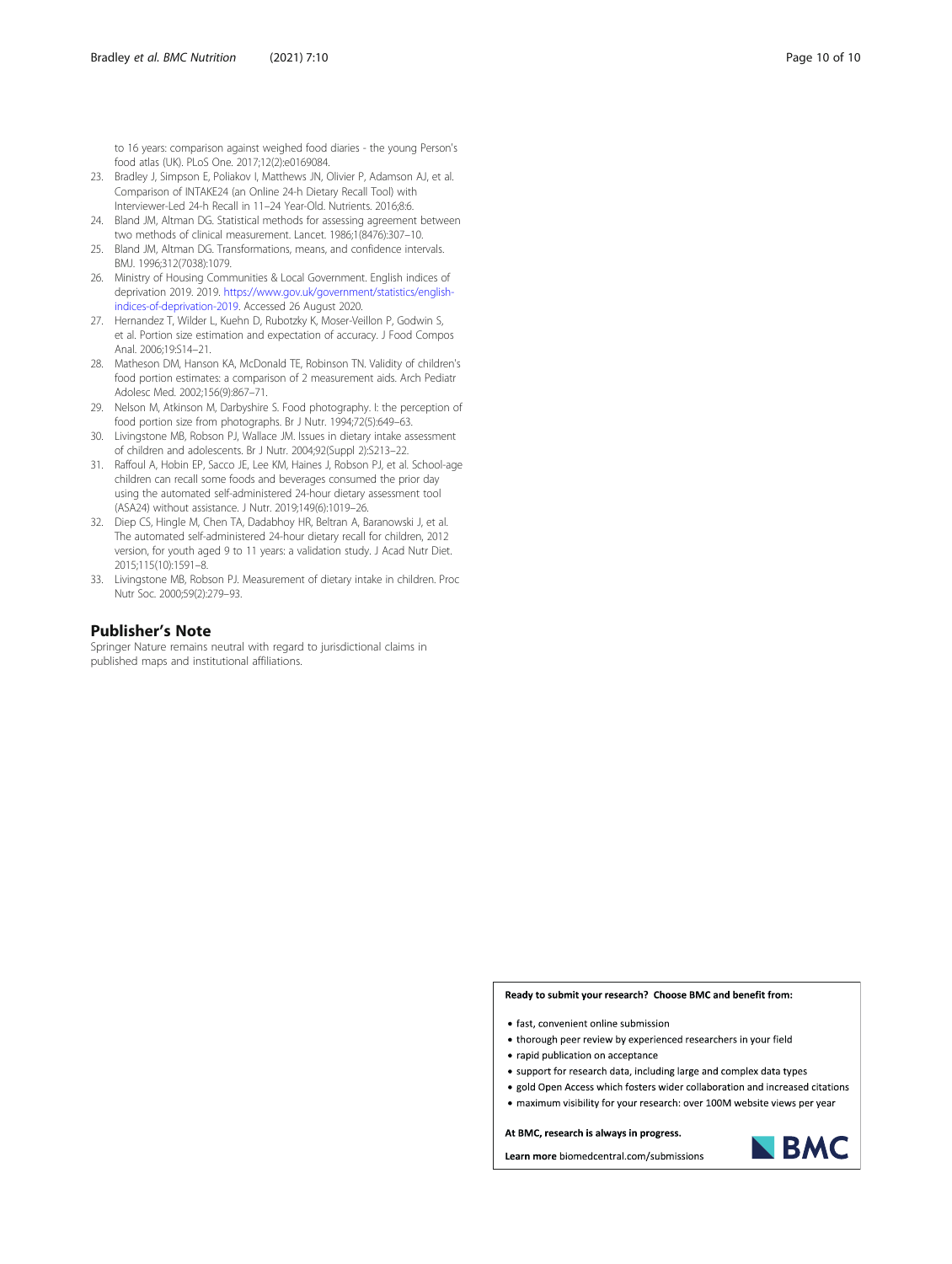to 16 years: comparison against weighed food diaries - the young Person's food atlas (UK). PLoS One. 2017;12(2):e0169084.

23. Bradley J, Simpson E, Poliakov I, Matthews JN, Olivier P, Adamson AJ, et al. Comparison of INTAKE24 (an Online 24-h Dietary Recall Tool) with Interviewer-Led 24-h Recall in 11–24 Year-Old. Nutrients. 2016;8:6.
24. Bland JM, Altman DG. Statistical methods for assessing agreement between two methods of clinical measurement. Lancet. 1986;1(8476):307–10.
25. Bland JM, Altman DG. Transformations, means, and confidence intervals. BMJ. 1996;312(7038):1079.
26. Ministry of Housing Communities & Local Government. English indices of deprivation 2019. 2019. https://www.gov.uk/government/statistics/english-indices-of-deprivation-2019. Accessed 26 August 2020.
27. Hernandez T, Wilder L, Kuehn D, Rubotzky K, Moser-Veillon P, Godwin S, et al. Portion size estimation and expectation of accuracy. J Food Compos Anal. 2006;19:S14–21.
28. Matheson DM, Hanson KA, McDonald TE, Robinson TN. Validity of children's food portion estimates: a comparison of 2 measurement aids. Arch Pediatr Adolesc Med. 2002;156(9):867–71.
29. Nelson M, Atkinson M, Darbyshire S. Food photography. I: the perception of food portion size from photographs. Br J Nutr. 1994;72(5):649–63.
30. Livingstone MB, Robson PJ, Wallace JM. Issues in dietary intake assessment of children and adolescents. Br J Nutr. 2004;92(Suppl 2):S213–22.
31. Raffoul A, Hobin EP, Sacco JE, Lee KM, Haines J, Robson PJ, et al. School-age children can recall some foods and beverages consumed the prior day using the automated self-administered 24-hour dietary assessment tool (ASA24) without assistance. J Nutr. 2019;149(6):1019–26.
32. Diep CS, Hingle M, Chen TA, Dadabhoy HR, Beltran A, Baranowski J, et al. The automated self-administered 24-hour dietary recall for children, 2012 version, for youth aged 9 to 11 years: a validation study. J Acad Nutr Diet. 2015;115(10):1591–8.
33. Livingstone MB, Robson PJ. Measurement of dietary intake in children. Proc Nutr Soc. 2000;59(2):279–93.

## Publisher's Note

Springer Nature remains neutral with regard to jurisdictional claims in published maps and institutional affiliations.

**Ready to submit your research? Choose BMC and benefit from:**

- fast, convenient online submission
- thorough peer review by experienced researchers in your field
- rapid publication on acceptance
- support for research data, including large and complex data types
- gold Open Access which fosters wider collaboration and increased citations
- maximum visibility for your research: over 100M website views per year

**At BMC, research is always in progress.**

**Learn more** biomedcentral.com/submissions

BMC